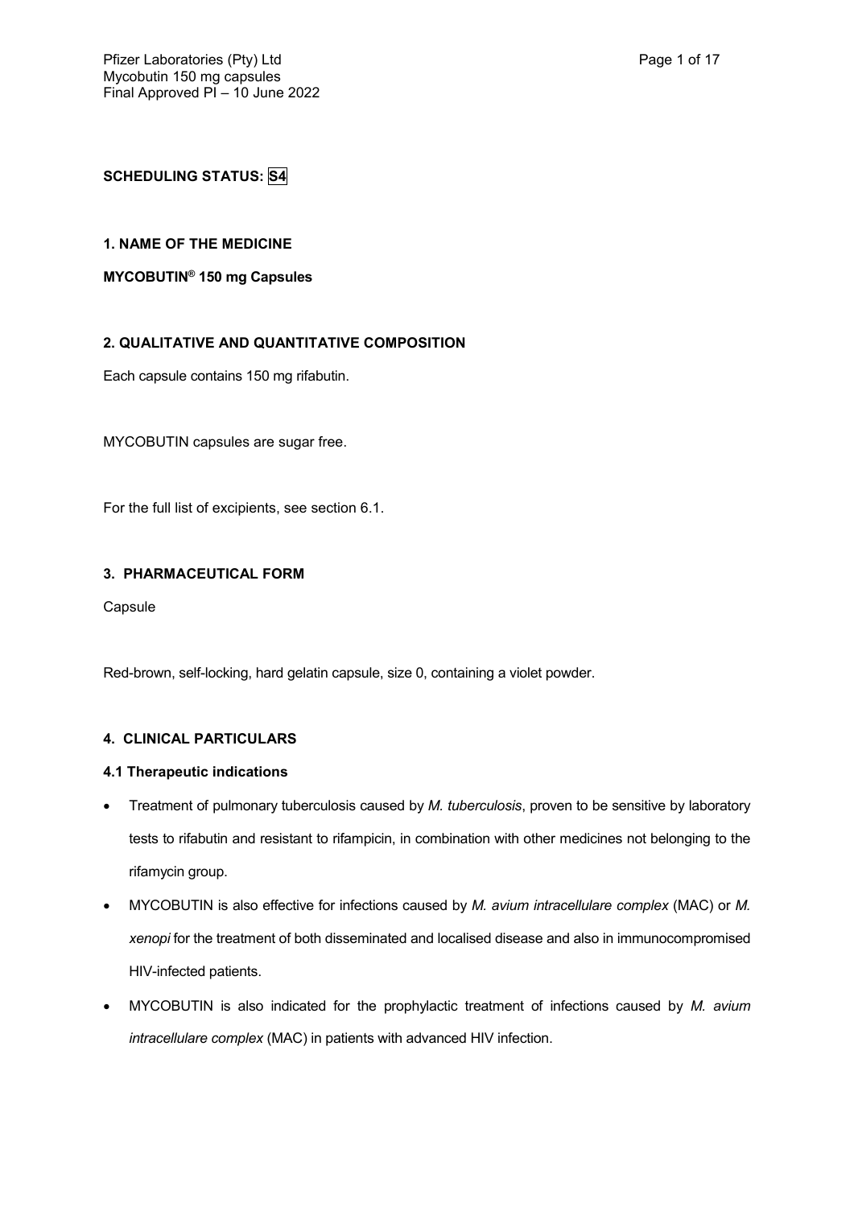**SCHEDULING STATUS: S4**

**1. NAME OF THE MEDICINE**

**MYCOBUTIN® 150 mg Capsules**

**2. QUALITATIVE AND QUANTITATIVE COMPOSITION**

Each capsule contains 150 mg rifabutin.

MYCOBUTIN capsules are sugar free.

For the full list of excipients, see section 6.1.

**3. PHARMACEUTICAL FORM**

Capsule

Red-brown, self-locking, hard gelatin capsule, size 0, containing a violet powder.

**4. CLINICAL PARTICULARS**

**4.1 Therapeutic indications**

- Treatment of pulmonary tuberculosis caused by *M. tuberculosis*, proven to be sensitive by laboratory tests to rifabutin and resistant to rifampicin, in combination with other medicines not belonging to the rifamycin group.
- MYCOBUTIN is also effective for infections caused by *M. avium intracellulare complex* (MAC) or *M. xenopi* for the treatment of both disseminated and localised disease and also in immunocompromised HIV-infected patients.
- MYCOBUTIN is also indicated for the prophylactic treatment of infections caused by *M. avium intracellulare complex* (MAC) in patients with advanced HIV infection.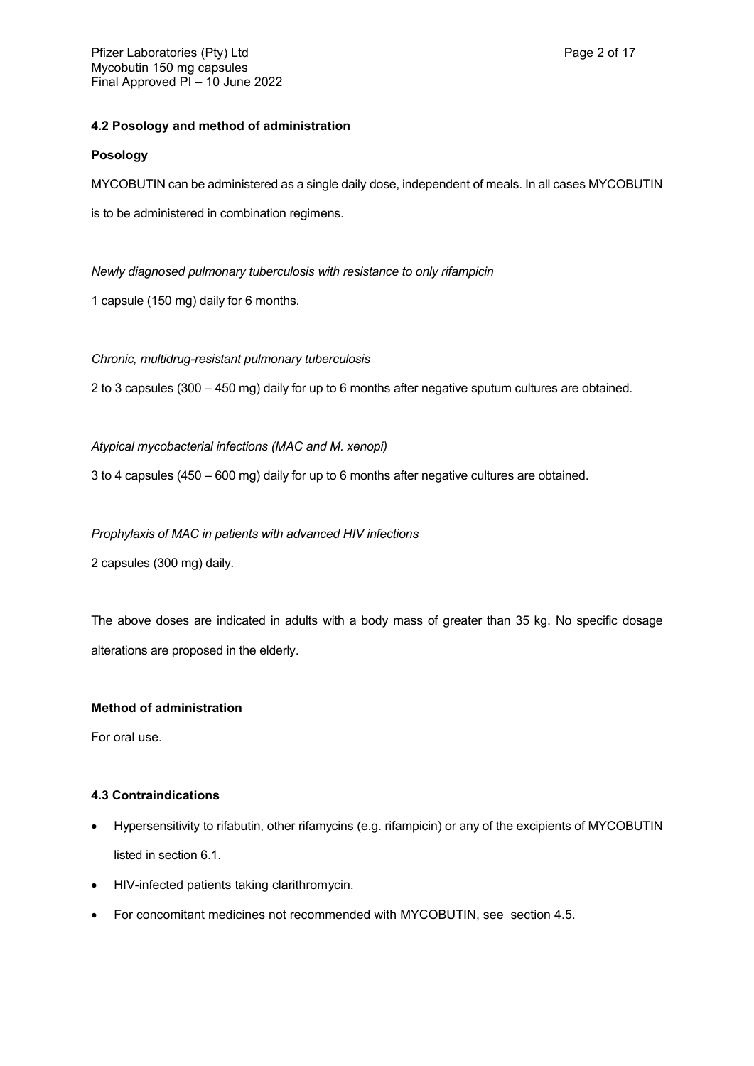### 4.2 Posology and method of administration

**Posology**

MYCOBUTIN can be administered as a single daily dose, independent of meals. In all cases MYCOBUTIN is to be administered in combination regimens.

*Newly diagnosed pulmonary tuberculosis with resistance to only rifampicin*

1 capsule (150 mg) daily for 6 months.

*Chronic, multidrug-resistant pulmonary tuberculosis*

2 to 3 capsules (300 – 450 mg) daily for up to 6 months after negative sputum cultures are obtained.

*Atypical mycobacterial infections (MAC and M. xenopi)*

3 to 4 capsules (450 – 600 mg) daily for up to 6 months after negative cultures are obtained.

*Prophylaxis of MAC in patients with advanced HIV infections*

2 capsules (300 mg) daily.

The above doses are indicated in adults with a body mass of greater than 35 kg. No specific dosage alterations are proposed in the elderly.

**Method of administration**

For oral use.

### 4.3 Contraindications

- Hypersensitivity to rifabutin, other rifamycins (e.g. rifampicin) or any of the excipients of MYCOBUTIN listed in section 6.1.
- HIV-infected patients taking clarithromycin.
- For concomitant medicines not recommended with MYCOBUTIN, see section 4.5.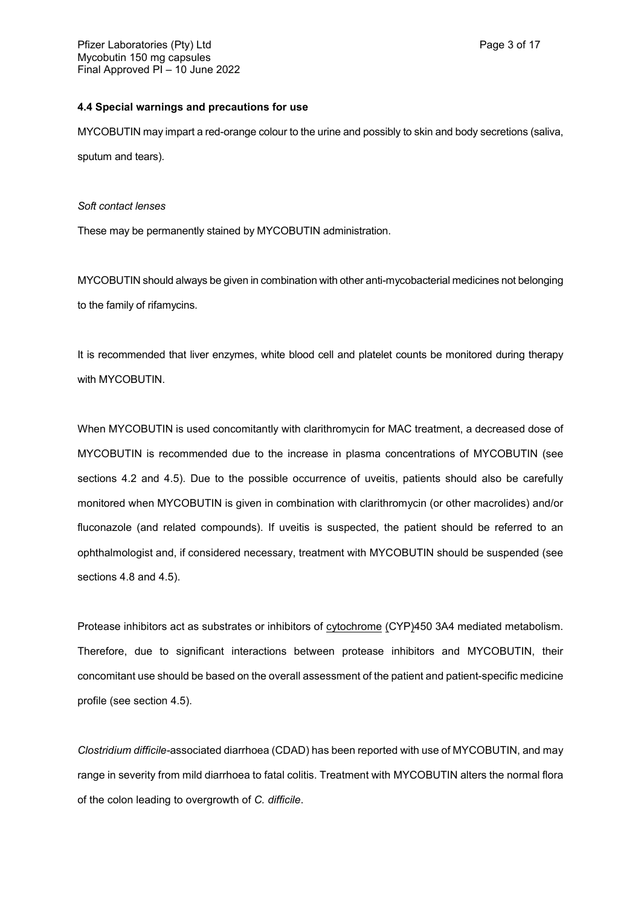### 4.4 Special warnings and precautions for use

MYCOBUTIN may impart a red-orange colour to the urine and possibly to skin and body secretions (saliva, sputum and tears).

*Soft contact lenses*

These may be permanently stained by MYCOBUTIN administration.

MYCOBUTIN should always be given in combination with other anti-mycobacterial medicines not belonging to the family of rifamycins.

It is recommended that liver enzymes, white blood cell and platelet counts be monitored during therapy with MYCOBUTIN.

When MYCOBUTIN is used concomitantly with clarithromycin for MAC treatment, a decreased dose of MYCOBUTIN is recommended due to the increase in plasma concentrations of MYCOBUTIN (see sections 4.2 and 4.5). Due to the possible occurrence of uveitis, patients should also be carefully monitored when MYCOBUTIN is given in combination with clarithromycin (or other macrolides) and/or fluconazole (and related compounds). If uveitis is suspected, the patient should be referred to an ophthalmologist and, if considered necessary, treatment with MYCOBUTIN should be suspended (see sections 4.8 and 4.5).

Protease inhibitors act as substrates or inhibitors of cytochrome (CYP)450 3A4 mediated metabolism. Therefore, due to significant interactions between protease inhibitors and MYCOBUTIN, their concomitant use should be based on the overall assessment of the patient and patient-specific medicine profile (see section 4.5).

*Clostridium difficile*-associated diarrhoea (CDAD) has been reported with use of MYCOBUTIN, and may range in severity from mild diarrhoea to fatal colitis. Treatment with MYCOBUTIN alters the normal flora of the colon leading to overgrowth of *C. difficile*.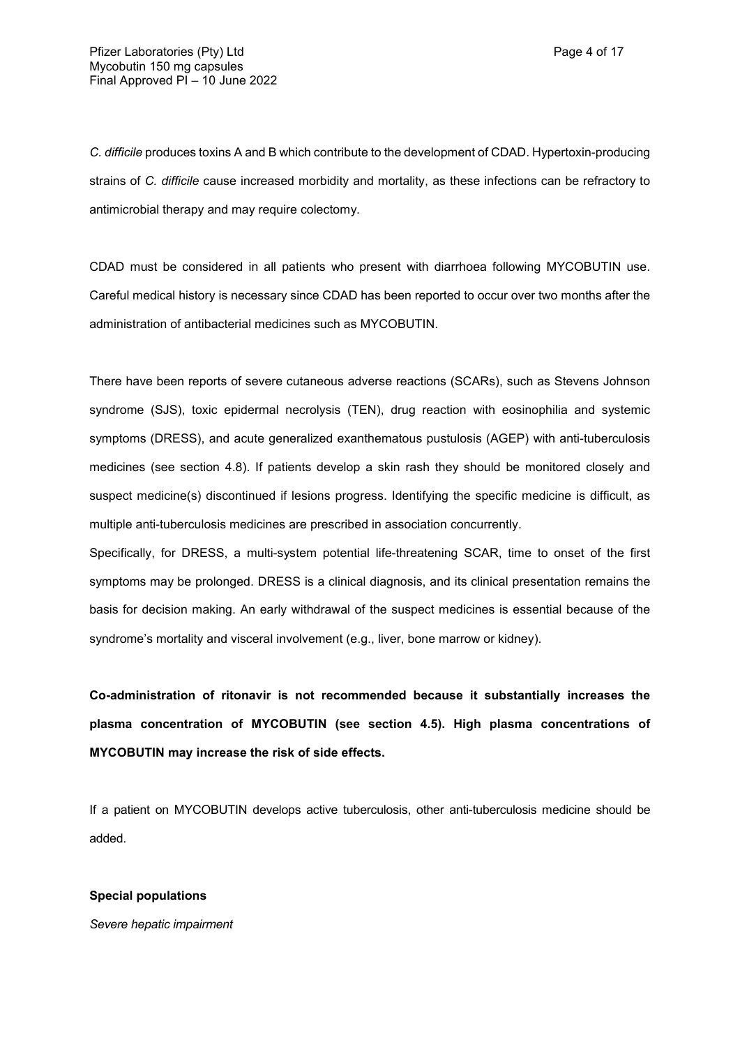*C. difficile* produces toxins A and B which contribute to the development of CDAD. Hypertoxin-producing strains of *C. difficile* cause increased morbidity and mortality, as these infections can be refractory to antimicrobial therapy and may require colectomy.

CDAD must be considered in all patients who present with diarrhoea following MYCOBUTIN use. Careful medical history is necessary since CDAD has been reported to occur over two months after the administration of antibacterial medicines such as MYCOBUTIN.

There have been reports of severe cutaneous adverse reactions (SCARs), such as Stevens Johnson syndrome (SJS), toxic epidermal necrolysis (TEN), drug reaction with eosinophilia and systemic symptoms (DRESS), and acute generalized exanthematous pustulosis (AGEP) with anti-tuberculosis medicines (see section 4.8). If patients develop a skin rash they should be monitored closely and suspect medicine(s) discontinued if lesions progress. Identifying the specific medicine is difficult, as multiple anti-tuberculosis medicines are prescribed in association concurrently.

Specifically, for DRESS, a multi-system potential life-threatening SCAR, time to onset of the first symptoms may be prolonged. DRESS is a clinical diagnosis, and its clinical presentation remains the basis for decision making. An early withdrawal of the suspect medicines is essential because of the syndrome's mortality and visceral involvement (e.g., liver, bone marrow or kidney).

**Co-administration of ritonavir is not recommended because it substantially increases the plasma concentration of MYCOBUTIN (see section 4.5). High plasma concentrations of MYCOBUTIN may increase the risk of side effects.**

If a patient on MYCOBUTIN develops active tuberculosis, other anti-tuberculosis medicine should be added.

**Special populations**

*Severe hepatic impairment*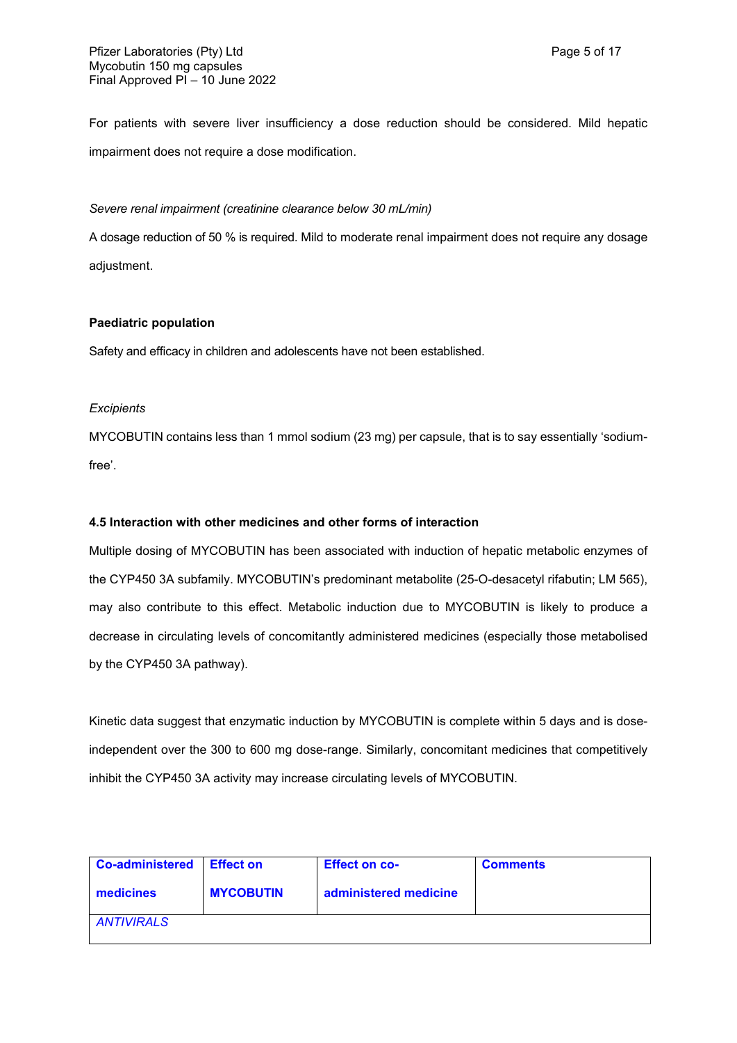For patients with severe liver insufficiency a dose reduction should be considered. Mild hepatic impairment does not require a dose modification.

*Severe renal impairment (creatinine clearance below 30 mL/min)*

A dosage reduction of 50 % is required. Mild to moderate renal impairment does not require any dosage adjustment.

**Paediatric population**

Safety and efficacy in children and adolescents have not been established.

*Excipients*

MYCOBUTIN contains less than 1 mmol sodium (23 mg) per capsule, that is to say essentially 'sodium-free'.

#### 4.5 Interaction with other medicines and other forms of interaction

Multiple dosing of MYCOBUTIN has been associated with induction of hepatic metabolic enzymes of the CYP450 3A subfamily. MYCOBUTIN's predominant metabolite (25-O-desacetyl rifabutin; LM 565), may also contribute to this effect. Metabolic induction due to MYCOBUTIN is likely to produce a decrease in circulating levels of concomitantly administered medicines (especially those metabolised by the CYP450 3A pathway).

Kinetic data suggest that enzymatic induction by MYCOBUTIN is complete within 5 days and is dose-independent over the 300 to 600 mg dose-range. Similarly, concomitant medicines that competitively inhibit the CYP450 3A activity may increase circulating levels of MYCOBUTIN.

| Co-administered medicines | Effect on MYCOBUTIN | Effect on co-administered medicine | Comments |
|---|---|---|---|
| *ANTIVIRALS* | | | |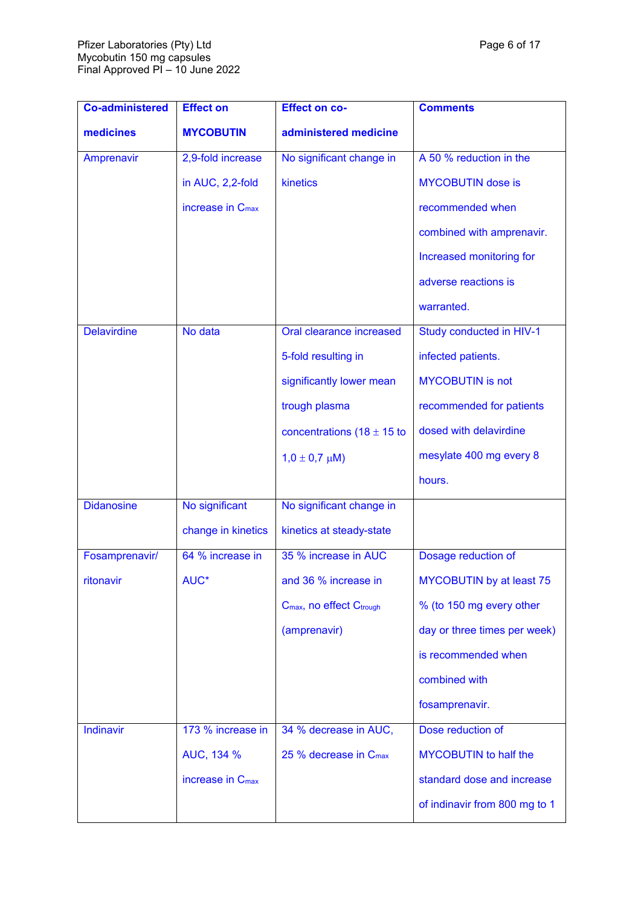| Co-administered medicines | Effect on MYCOBUTIN | Effect on co-administered medicine | Comments |
|---|---|---|---|
| Amprenavir | 2,9-fold increase in AUC, 2,2-fold increase in $C_{max}$ | No significant change in kinetics | A 50 % reduction in the MYCOBUTIN dose is recommended when combined with amprenavir. Increased monitoring for adverse reactions is warranted. |
| Delavirdine | No data | Oral clearance increased 5-fold resulting in significantly lower mean trough plasma concentrations (18 ± 15 to 1,0 ± 0,7 μM) | Study conducted in HIV-1 infected patients. MYCOBUTIN is not recommended for patients dosed with delavirdine mesylate 400 mg every 8 hours. |
| Didanosine | No significant change in kinetics | No significant change in kinetics at steady-state | |
| Fosamprenavir/ ritonavir | 64 % increase in AUC* | 35 % increase in AUC and 36 % increase in $C_{max}$, no effect $C_{trough}$ (amprenavir) | Dosage reduction of MYCOBUTIN by at least 75 % (to 150 mg every other day or three times per week) is recommended when combined with fosamprenavir. |
| Indinavir | 173 % increase in AUC, 134 % increase in $C_{max}$ | 34 % decrease in AUC, 25 % decrease in $C_{max}$ | Dose reduction of MYCOBUTIN to half the standard dose and increase of indinavir from 800 mg to 1 |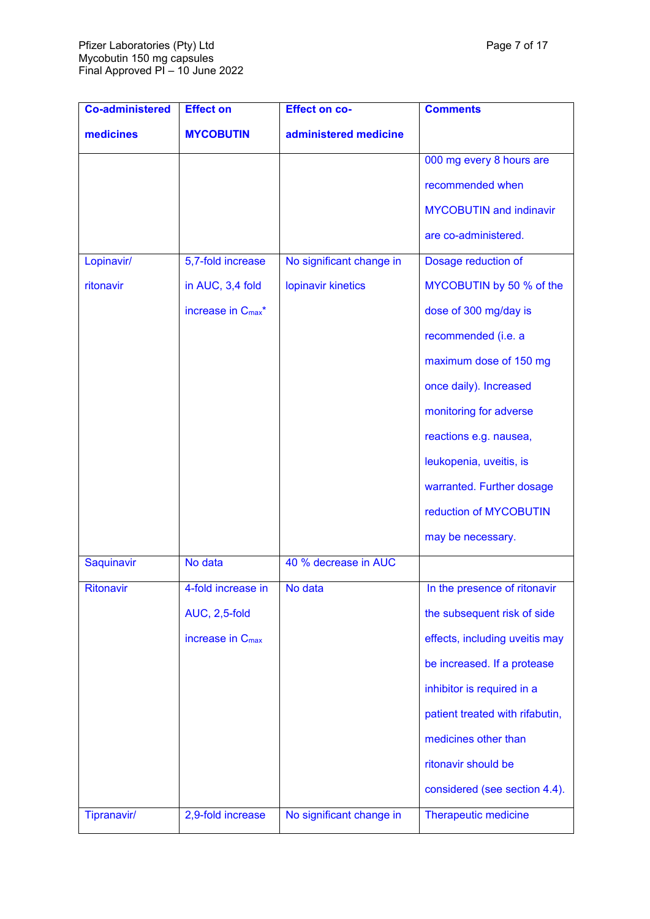| Co-administered medicines | Effect on MYCOBUTIN | Effect on co-administered medicine | Comments |
|---|---|---|---|
| | | | 000 mg every 8 hours are recommended when MYCOBUTIN and indinavir are co-administered. |
| Lopinavir/ ritonavir | 5,7-fold increase in AUC, 3,4 fold increase in $C_{max}$* | No significant change in lopinavir kinetics | Dosage reduction of MYCOBUTIN by 50 % of the dose of 300 mg/day is recommended (i.e. a maximum dose of 150 mg once daily). Increased monitoring for adverse reactions e.g. nausea, leukopenia, uveitis, is warranted. Further dosage reduction of MYCOBUTIN may be necessary. |
| Saquinavir | No data | 40 % decrease in AUC | |
| Ritonavir | 4-fold increase in AUC, 2,5-fold increase in $C_{max}$ | No data | In the presence of ritonavir the subsequent risk of side effects, including uveitis may be increased. If a protease inhibitor is required in a patient treated with rifabutin, medicines other than ritonavir should be considered (see section 4.4). |
| Tipranavir/ | 2,9-fold increase | No significant change in | Therapeutic medicine |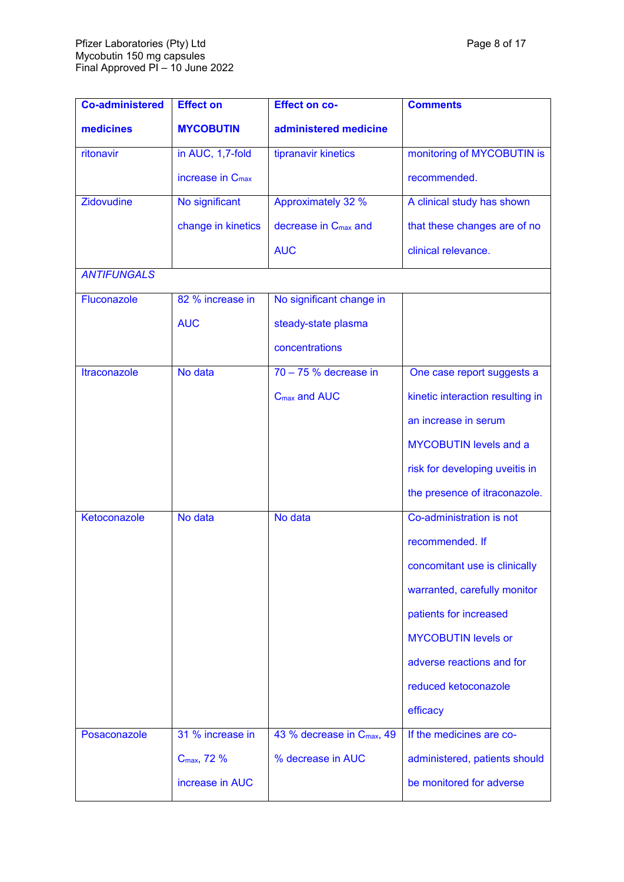| Co-administered medicines | Effect on MYCOBUTIN | Effect on co-administered medicine | Comments |
|---|---|---|---|
| ritonavir | in AUC, 1,7-fold increase in $C_{max}$ | tipranavir kinetics | monitoring of MYCOBUTIN is recommended. |
| Zidovudine | No significant change in kinetics | Approximately 32 % decrease in $C_{max}$ and AUC | A clinical study has shown that these changes are of no clinical relevance. |
| *ANTIFUNGALS* | | | |
| Fluconazole | 82 % increase in AUC | No significant change in steady-state plasma concentrations | |
| Itraconazole | No data | 70 – 75 % decrease in $C_{max}$ and AUC | One case report suggests a kinetic interaction resulting in an increase in serum MYCOBUTIN levels and a risk for developing uveitis in the presence of itraconazole. |
| Ketoconazole | No data | No data | Co-administration is not recommended. If concomitant use is clinically warranted, carefully monitor patients for increased MYCOBUTIN levels or adverse reactions and for reduced ketoconazole efficacy |
| Posaconazole | 31 % increase in $C_{max}$, 72 % increase in AUC | 43 % decrease in $C_{max}$, 49 % decrease in AUC | If the medicines are co-administered, patients should be monitored for adverse |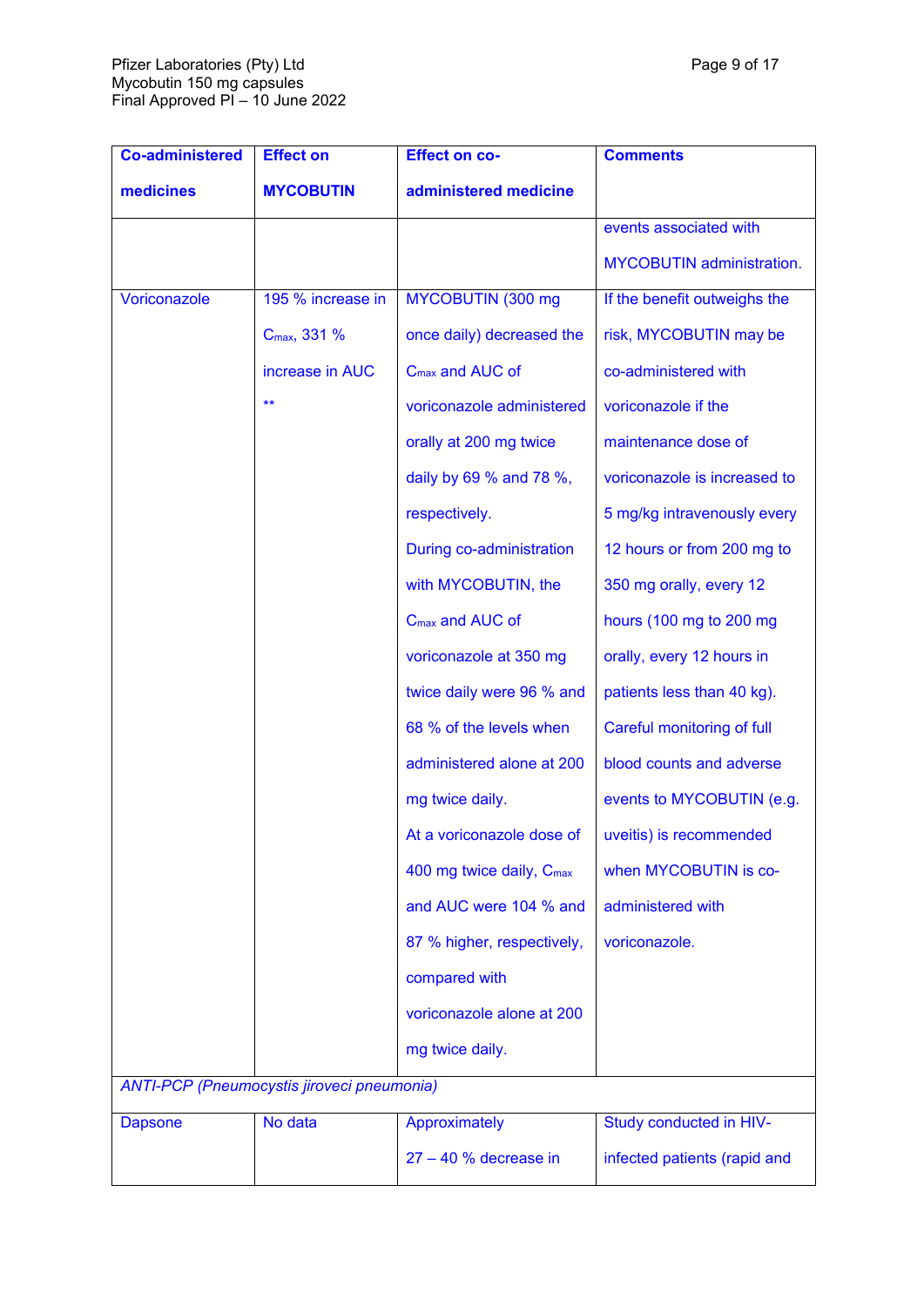| Co-administered medicines | Effect on MYCOBUTIN | Effect on co-administered medicine | Comments |
| --- | --- | --- | --- |
| | | | events associated with MYCOBUTIN administration. |
| Voriconazole | 195 % increase in $C_{max}$, 331 % increase in AUC ** | MYCOBUTIN (300 mg once daily) decreased the $C_{max}$ and AUC of voriconazole administered orally at 200 mg twice daily by 69 % and 78 %, respectively. During co-administration with MYCOBUTIN, the $C_{max}$ and AUC of voriconazole at 350 mg twice daily were 96 % and 68 % of the levels when administered alone at 200 mg twice daily. At a voriconazole dose of 400 mg twice daily, $C_{max}$ and AUC were 104 % and 87 % higher, respectively, compared with voriconazole alone at 200 mg twice daily. | If the benefit outweighs the risk, MYCOBUTIN may be co-administered with voriconazole if the maintenance dose of voriconazole is increased to 5 mg/kg intravenously every 12 hours or from 200 mg to 350 mg orally, every 12 hours (100 mg to 200 mg orally, every 12 hours in patients less than 40 kg). Careful monitoring of full blood counts and adverse events to MYCOBUTIN (e.g. uveitis) is recommended when MYCOBUTIN is co-administered with voriconazole. |
| *ANTI-PCP (Pneumocystis jiroveci pneumonia)* | | | |
| Dapsone | No data | Approximately 27 – 40 % decrease in | Study conducted in HIV-infected patients (rapid and |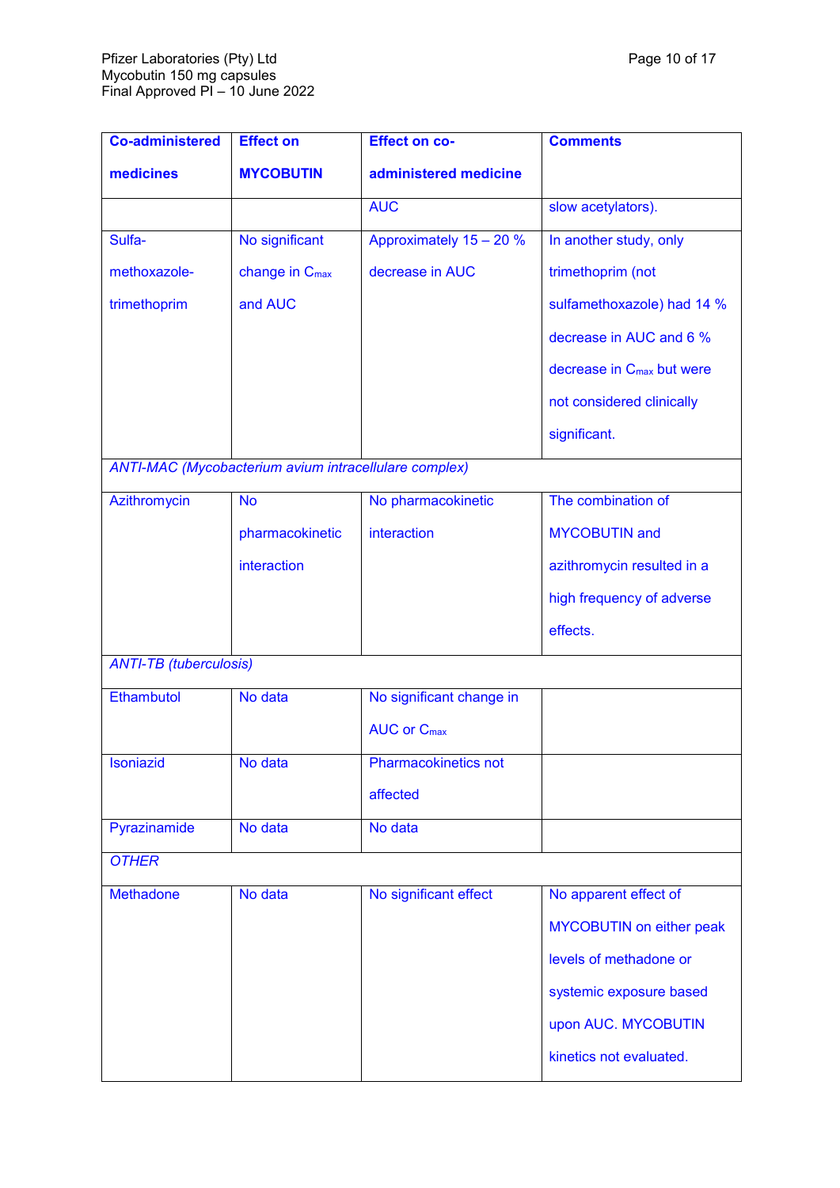| Co-administered medicines | Effect on MYCOBUTIN | Effect on co-administered medicine | Comments |
|---|---|---|---|
| | | AUC | slow acetylators). |
| Sulfa-methoxazole-trimethoprim | No significant change in $C_{max}$ and AUC | Approximately 15 – 20 % decrease in AUC | In another study, only trimethoprim (not sulfamethoxazole) had 14 % decrease in AUC and 6 % decrease in $C_{max}$ but were not considered clinically significant. |
| *ANTI-MAC (Mycobacterium avium intracellulare complex)* | | | |
| Azithromycin | No pharmacokinetic interaction | No pharmacokinetic interaction | The combination of MYCOBUTIN and azithromycin resulted in a high frequency of adverse effects. |
| *ANTI-TB (tuberculosis)* | | | |
| Ethambutol | No data | No significant change in AUC or $C_{max}$ | |
| Isoniazid | No data | Pharmacokinetics not affected | |
| Pyrazinamide | No data | No data | |
| *OTHER* | | | |
| Methadone | No data | No significant effect | No apparent effect of MYCOBUTIN on either peak levels of methadone or systemic exposure based upon AUC. MYCOBUTIN kinetics not evaluated. |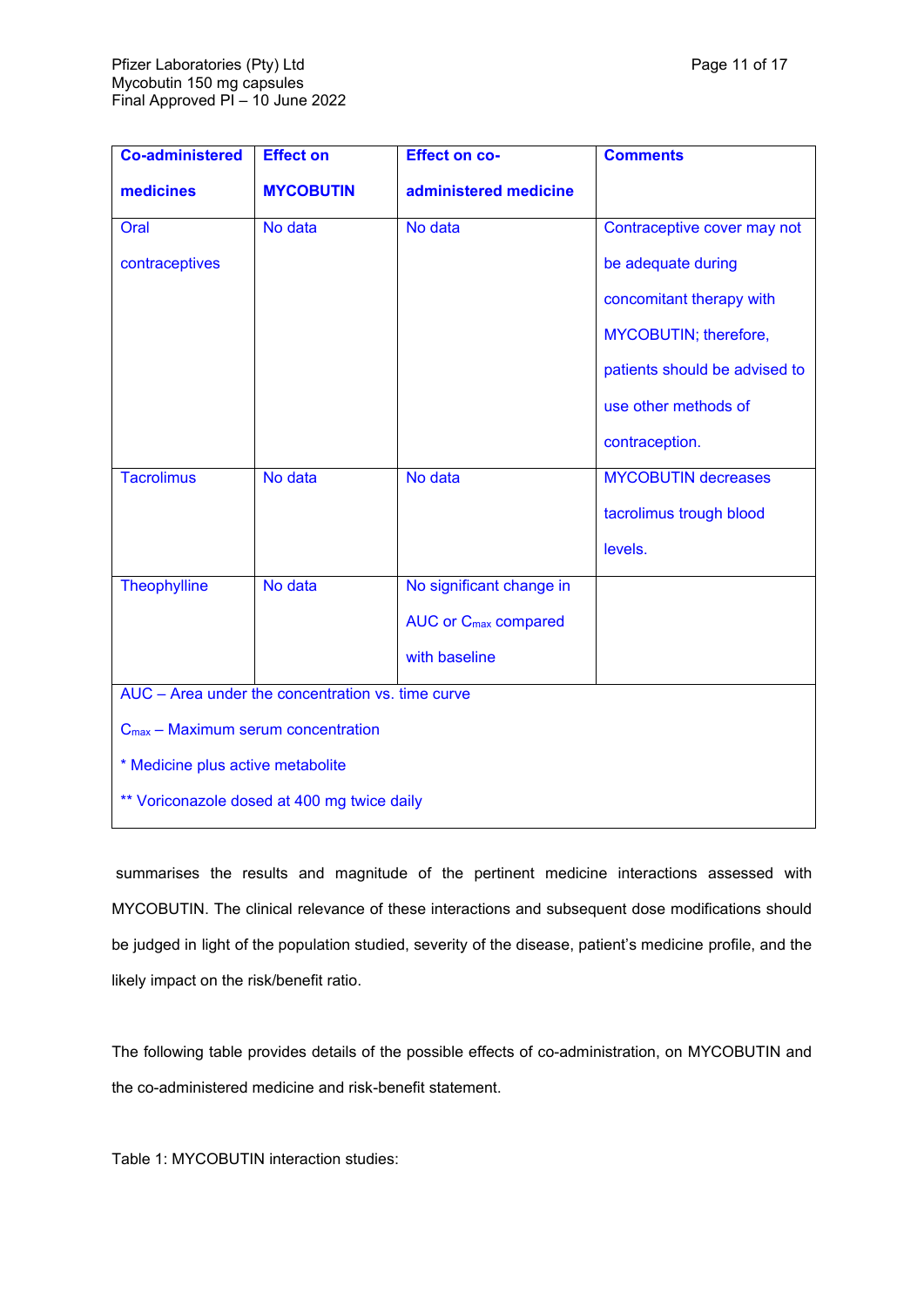| Co-administered medicines | Effect on MYCOBUTIN | Effect on co-administered medicine | Comments |
|---|---|---|---|
| Oral contraceptives | No data | No data | Contraceptive cover may not be adequate during concomitant therapy with MYCOBUTIN; therefore, patients should be advised to use other methods of contraception. |
| Tacrolimus | No data | No data | MYCOBUTIN decreases tacrolimus trough blood levels. |
| Theophylline | No data | No significant change in AUC or $C_{max}$ compared with baseline | |

AUC – Area under the concentration vs. time curve

$C_{max}$ – Maximum serum concentration

* Medicine plus active metabolite

** Voriconazole dosed at 400 mg twice daily

summarises the results and magnitude of the pertinent medicine interactions assessed with MYCOBUTIN. The clinical relevance of these interactions and subsequent dose modifications should be judged in light of the population studied, severity of the disease, patient's medicine profile, and the likely impact on the risk/benefit ratio.

The following table provides details of the possible effects of co-administration, on MYCOBUTIN and the co-administered medicine and risk-benefit statement.

Table 1: MYCOBUTIN interaction studies: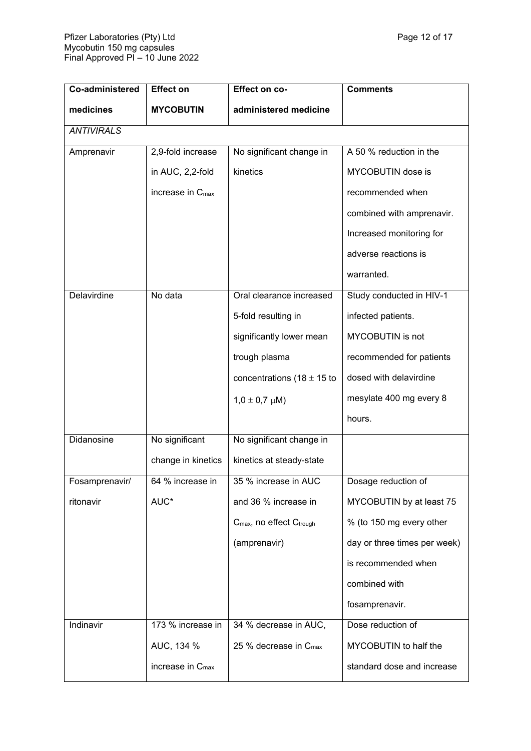| Co-administered medicines | Effect on MYCOBUTIN | Effect on co-administered medicine | Comments |
|---|---|---|---|
| *ANTIVIRALS* | | | |
| Amprenavir | 2,9-fold increase in AUC, 2,2-fold increase in $C_{max}$ | No significant change in kinetics | A 50 % reduction in the MYCOBUTIN dose is recommended when combined with amprenavir. Increased monitoring for adverse reactions is warranted. |
| Delavirdine | No data | Oral clearance increased 5-fold resulting in significantly lower mean trough plasma concentrations (18 ± 15 to 1,0 ± 0,7 μM) | Study conducted in HIV-1 infected patients. MYCOBUTIN is not recommended for patients dosed with delavirdine mesylate 400 mg every 8 hours. |
| Didanosine | No significant change in kinetics | No significant change in kinetics at steady-state | |
| Fosamprenavir/ ritonavir | 64 % increase in AUC* | 35 % increase in AUC and 36 % increase in $C_{max}$, no effect $C_{trough}$ (amprenavir) | Dosage reduction of MYCOBUTIN by at least 75 % (to 150 mg every other day or three times per week) is recommended when combined with fosamprenavir. |
| Indinavir | 173 % increase in AUC, 134 % increase in $C_{max}$ | 34 % decrease in AUC, 25 % decrease in $C_{max}$ | Dose reduction of MYCOBUTIN to half the standard dose and increase |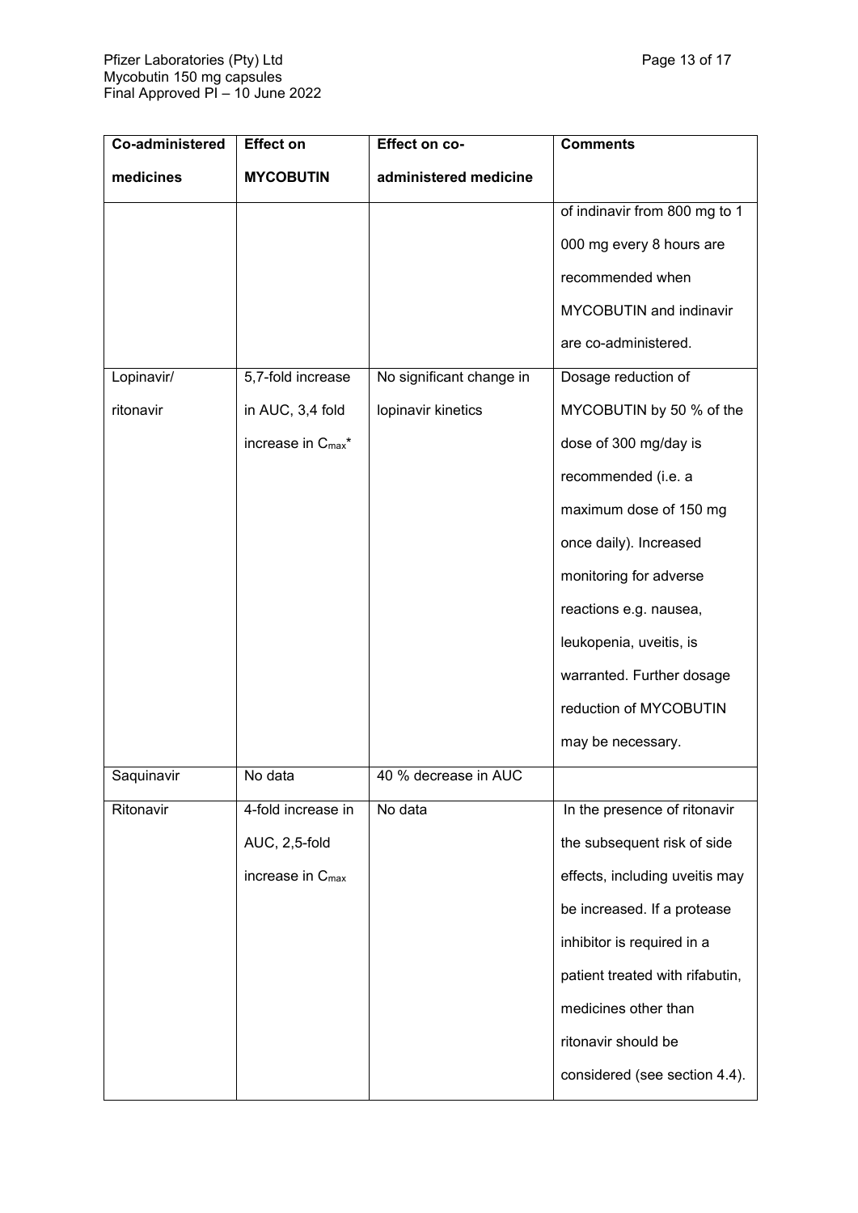| Co-administered medicines | Effect on MYCOBUTIN | Effect on co-administered medicine | Comments |
|---|---|---|---|
| | | | of indinavir from 800 mg to 1 000 mg every 8 hours are recommended when MYCOBUTIN and indinavir are co-administered. |
| Lopinavir/ ritonavir | 5,7-fold increase in AUC, 3,4 fold increase in $C_{max}$* | No significant change in lopinavir kinetics | Dosage reduction of MYCOBUTIN by 50 % of the dose of 300 mg/day is recommended (i.e. a maximum dose of 150 mg once daily). Increased monitoring for adverse reactions e.g. nausea, leukopenia, uveitis, is warranted. Further dosage reduction of MYCOBUTIN may be necessary. |
| Saquinavir | No data | 40 % decrease in AUC | |
| Ritonavir | 4-fold increase in AUC, 2,5-fold increase in $C_{max}$ | No data | In the presence of ritonavir the subsequent risk of side effects, including uveitis may be increased. If a protease inhibitor is required in a patient treated with rifabutin, medicines other than ritonavir should be considered (see section 4.4). |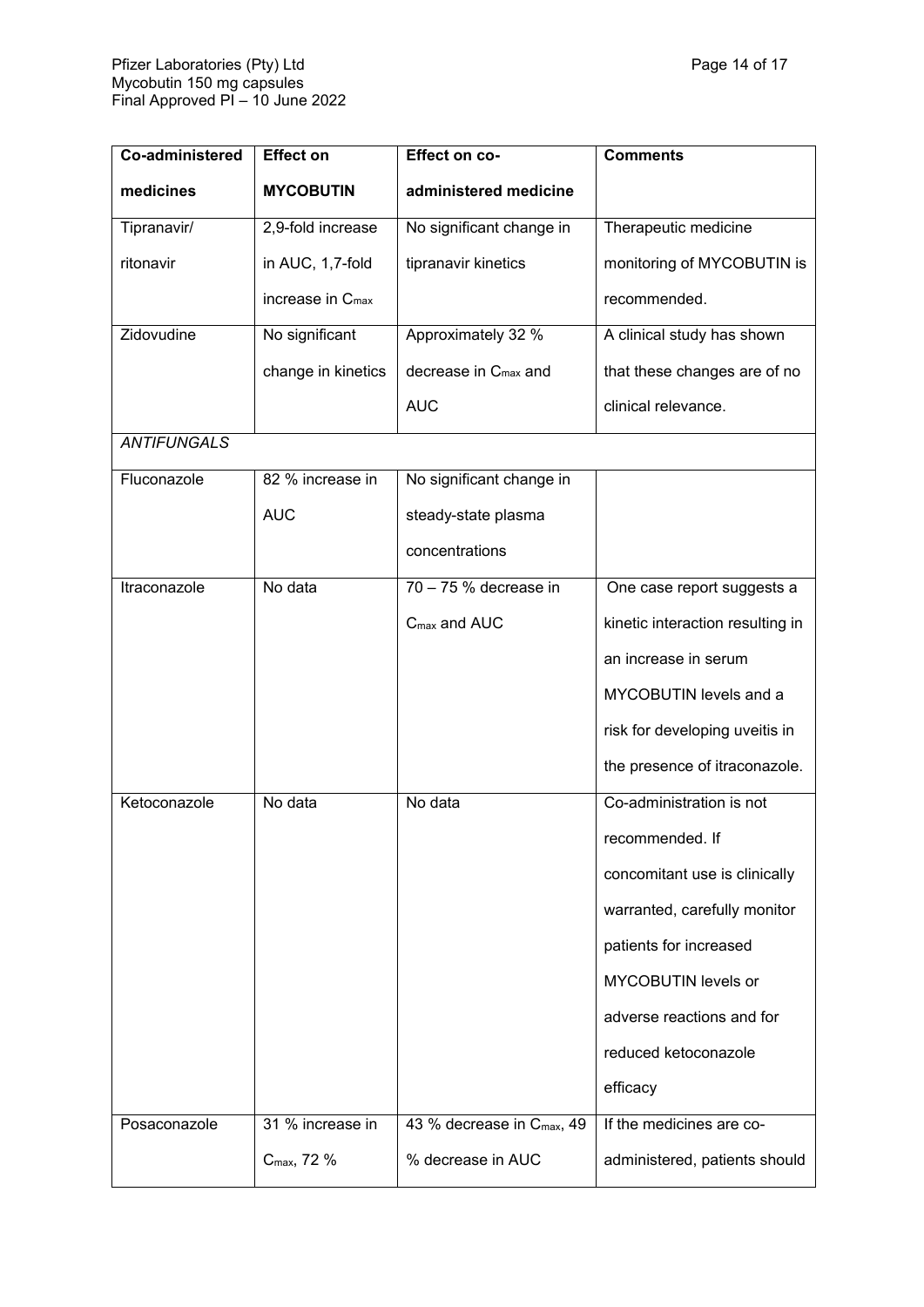| Co-administered medicines | Effect on MYCOBUTIN | Effect on co-administered medicine | Comments |
|---|---|---|---|
| Tipranavir/ ritonavir | 2,9-fold increase in AUC, 1,7-fold increase in $C_{max}$ | No significant change in tipranavir kinetics | Therapeutic medicine monitoring of MYCOBUTIN is recommended. |
| Zidovudine | No significant change in kinetics | Approximately 32 % decrease in $C_{max}$ and AUC | A clinical study has shown that these changes are of no clinical relevance. |
| *ANTIFUNGALS* | | | |
| Fluconazole | 82 % increase in AUC | No significant change in steady-state plasma concentrations | |
| Itraconazole | No data | 70 – 75 % decrease in $C_{max}$ and AUC | One case report suggests a kinetic interaction resulting in an increase in serum MYCOBUTIN levels and a risk for developing uveitis in the presence of itraconazole. |
| Ketoconazole | No data | No data | Co-administration is not recommended. If concomitant use is clinically warranted, carefully monitor patients for increased MYCOBUTIN levels or adverse reactions and for reduced ketoconazole efficacy |
| Posaconazole | 31 % increase in $C_{max}$, 72 % | 43 % decrease in $C_{max}$, 49 % decrease in AUC | If the medicines are co-administered, patients should |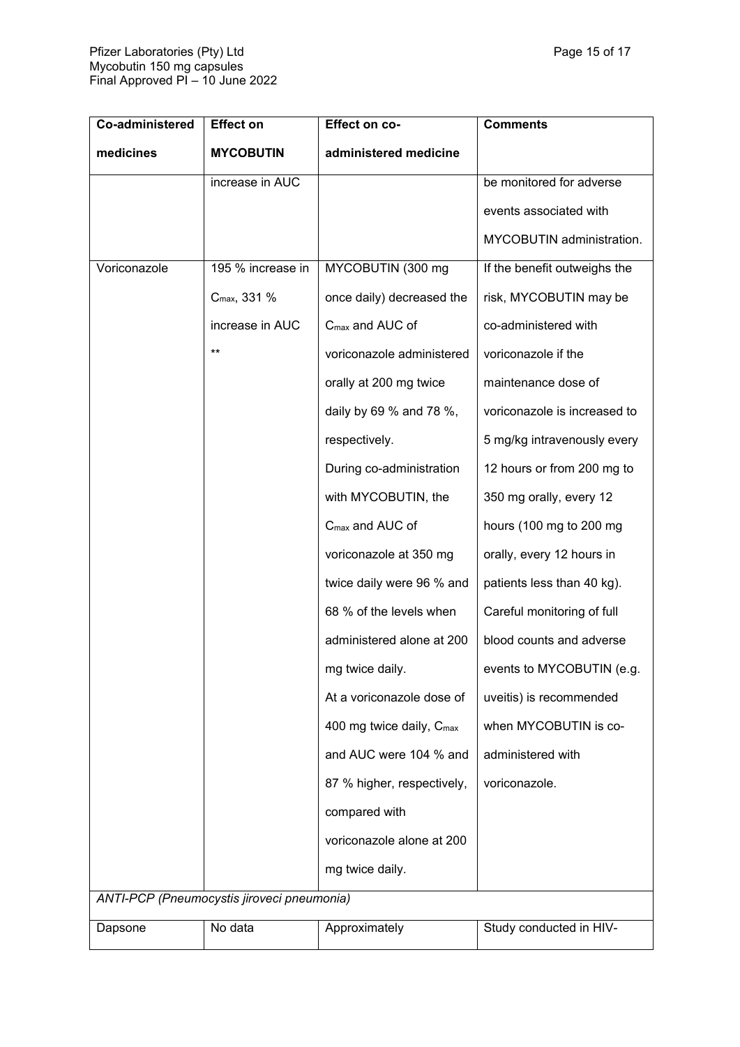| Co-administered medicines | Effect on MYCOBUTIN | Effect on co-administered medicine | Comments |
|---|---|---|---|
| | increase in AUC | | be monitored for adverse events associated with MYCOBUTIN administration. |
| Voriconazole | 195 % increase in $C_{max}$, 331 % increase in AUC ** | MYCOBUTIN (300 mg once daily) decreased the $C_{max}$ and AUC of voriconazole administered orally at 200 mg twice daily by 69 % and 78 %, respectively. During co-administration with MYCOBUTIN, the $C_{max}$ and AUC of voriconazole at 350 mg twice daily were 96 % and 68 % of the levels when administered alone at 200 mg twice daily. At a voriconazole dose of 400 mg twice daily, $C_{max}$ and AUC were 104 % and 87 % higher, respectively, compared with voriconazole alone at 200 mg twice daily. | If the benefit outweighs the risk, MYCOBUTIN may be co-administered with voriconazole if the maintenance dose of voriconazole is increased to 5 mg/kg intravenously every 12 hours or from 200 mg to 350 mg orally, every 12 hours (100 mg to 200 mg orally, every 12 hours in patients less than 40 kg). Careful monitoring of full blood counts and adverse events to MYCOBUTIN (e.g. uveitis) is recommended when MYCOBUTIN is co-administered with voriconazole. |
| *ANTI-PCP (Pneumocystis jiroveci pneumonia)* | | | |
| Dapsone | No data | Approximately | Study conducted in HIV- |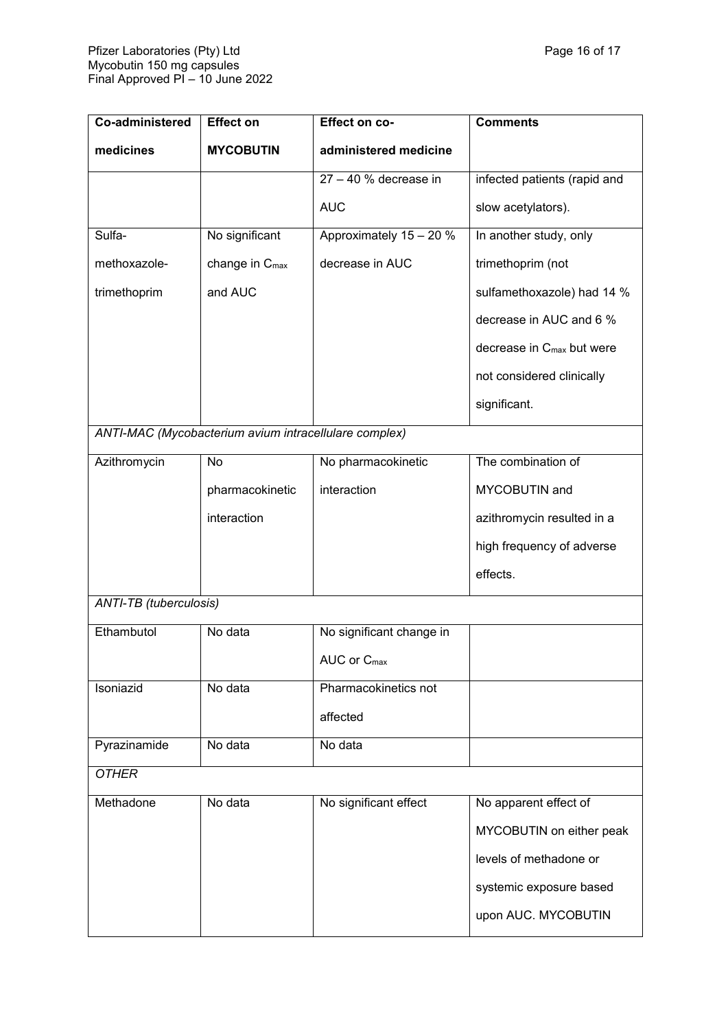| Co-administered medicines | Effect on MYCOBUTIN | Effect on co-administered medicine | Comments |
|---|---|---|---|
| | | 27 – 40 % decrease in AUC | infected patients (rapid and slow acetylators). |
| Sulfa-methoxazole-trimethoprim | No significant change in $C_{max}$ and AUC | Approximately 15 – 20 % decrease in AUC | In another study, only trimethoprim (not sulfamethoxazole) had 14 % decrease in AUC and 6 % decrease in $C_{max}$ but were not considered clinically significant. |
| *ANTI-MAC (Mycobacterium avium intracellulare complex)* | | | |
| Azithromycin | No pharmacokinetic interaction | No pharmacokinetic interaction | The combination of MYCOBUTIN and azithromycin resulted in a high frequency of adverse effects. |
| *ANTI-TB (tuberculosis)* | | | |
| Ethambutol | No data | No significant change in AUC or $C_{max}$ | |
| Isoniazid | No data | Pharmacokinetics not affected | |
| Pyrazinamide | No data | No data | |
| *OTHER* | | | |
| Methadone | No data | No significant effect | No apparent effect of MYCOBUTIN on either peak levels of methadone or systemic exposure based upon AUC. MYCOBUTIN |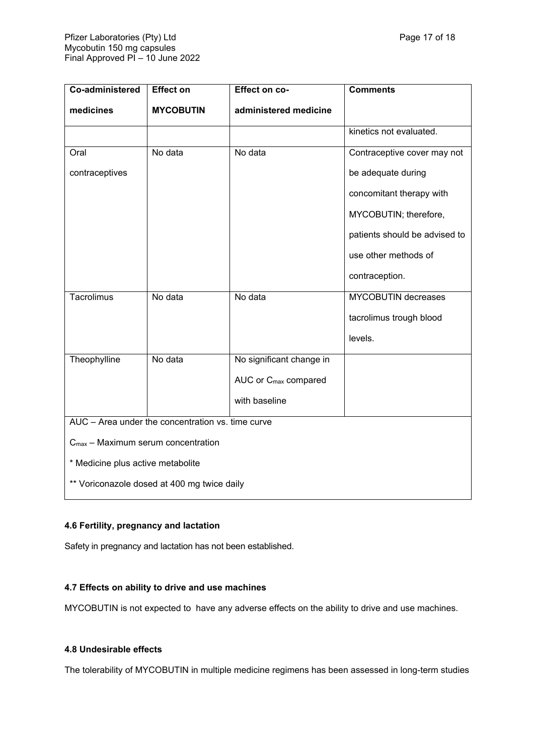| Co-administered medicines | Effect on MYCOBUTIN | Effect on co-administered medicine | Comments |
|---|---|---|---|
| | | | kinetics not evaluated. |
| Oral contraceptives | No data | No data | Contraceptive cover may not be adequate during concomitant therapy with MYCOBUTIN; therefore, patients should be advised to use other methods of contraception. |
| Tacrolimus | No data | No data | MYCOBUTIN decreases tacrolimus trough blood levels. |
| Theophylline | No data | No significant change in AUC or $C_{max}$ compared with baseline | |
| AUC – Area under the concentration vs. time curve<br>$C_{max}$ – Maximum serum concentration<br>* Medicine plus active metabolite<br>** Voriconazole dosed at 400 mg twice daily | | | |

#### 4.6 Fertility, pregnancy and lactation

Safety in pregnancy and lactation has not been established.

#### 4.7 Effects on ability to drive and use machines

MYCOBUTIN is not expected to have any adverse effects on the ability to drive and use machines.

#### 4.8 Undesirable effects

The tolerability of MYCOBUTIN in multiple medicine regimens has been assessed in long-term studies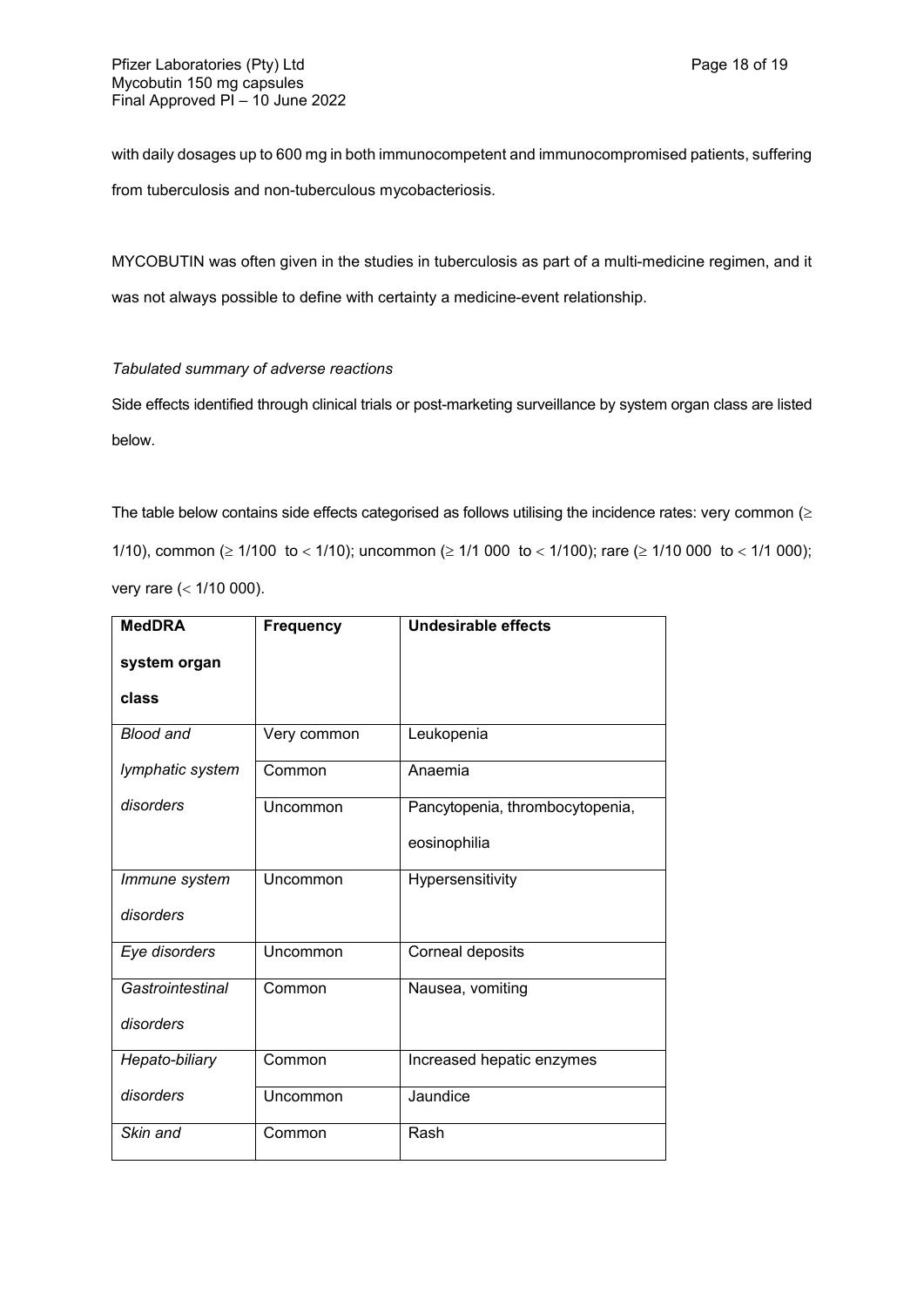with daily dosages up to 600 mg in both immunocompetent and immunocompromised patients, suffering from tuberculosis and non-tuberculous mycobacteriosis.

MYCOBUTIN was often given in the studies in tuberculosis as part of a multi-medicine regimen, and it was not always possible to define with certainty a medicine-event relationship.

*Tabulated summary of adverse reactions*

Side effects identified through clinical trials or post-marketing surveillance by system organ class are listed below.

The table below contains side effects categorised as follows utilising the incidence rates: very common (≥ 1/10), common (≥ 1/100 to < 1/10); uncommon (≥ 1/1 000 to < 1/100); rare (≥ 1/10 000 to < 1/1 000); very rare (< 1/10 000).

| MedDRA system organ class | Frequency | Undesirable effects |
|---|---|---|
| *Blood and lymphatic system disorders* | Very common | Leukopenia |
| | Common | Anaemia |
| | Uncommon | Pancytopenia, thrombocytopenia, eosinophilia |
| *Immune system disorders* | Uncommon | Hypersensitivity |
| *Eye disorders* | Uncommon | Corneal deposits |
| *Gastrointestinal disorders* | Common | Nausea, vomiting |
| *Hepato-biliary disorders* | Common | Increased hepatic enzymes |
| | Uncommon | Jaundice |
| *Skin and* | Common | Rash |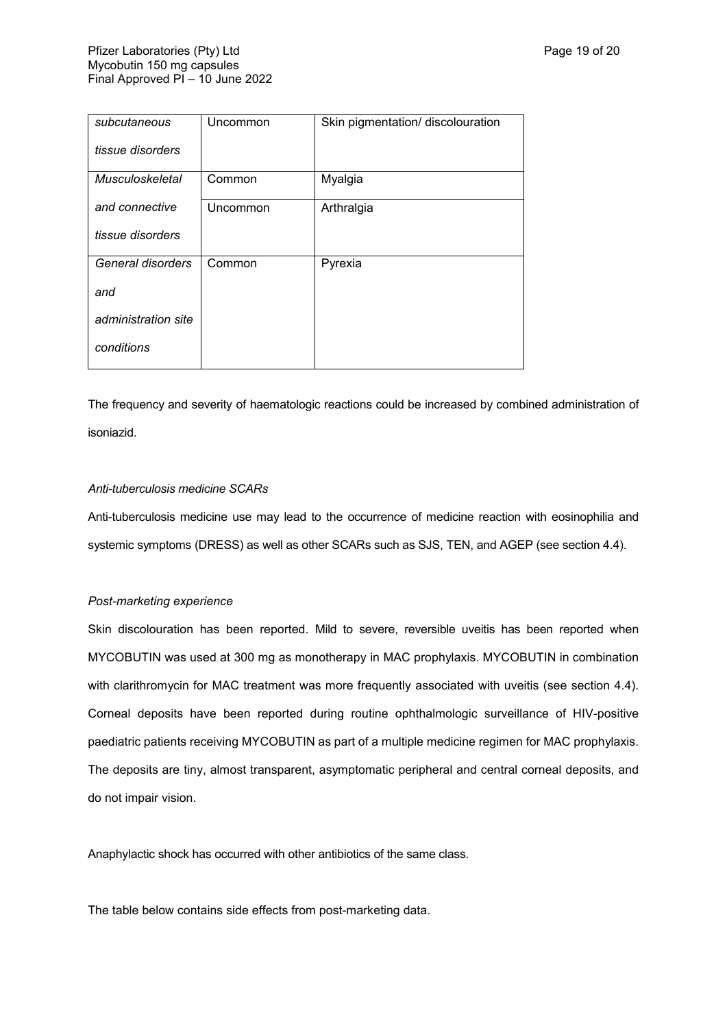| | | |
|---|---|---|
| *subcutaneous tissue disorders* | Uncommon | Skin pigmentation/ discolouration |
| *Musculoskeletal and connective tissue disorders* | Common | Myalgia |
| | Uncommon | Arthralgia |
| *General disorders and administration site conditions* | Common | Pyrexia |

The frequency and severity of haematologic reactions could be increased by combined administration of isoniazid.

*Anti-tuberculosis medicine SCARs*

Anti-tuberculosis medicine use may lead to the occurrence of medicine reaction with eosinophilia and systemic symptoms (DRESS) as well as other SCARs such as SJS, TEN, and AGEP (see section 4.4).

*Post-marketing experience*

Skin discolouration has been reported. Mild to severe, reversible uveitis has been reported when MYCOBUTIN was used at 300 mg as monotherapy in MAC prophylaxis. MYCOBUTIN in combination with clarithromycin for MAC treatment was more frequently associated with uveitis (see section 4.4). Corneal deposits have been reported during routine ophthalmologic surveillance of HIV-positive paediatric patients receiving MYCOBUTIN as part of a multiple medicine regimen for MAC prophylaxis. The deposits are tiny, almost transparent, asymptomatic peripheral and central corneal deposits, and do not impair vision.

Anaphylactic shock has occurred with other antibiotics of the same class.

The table below contains side effects from post-marketing data.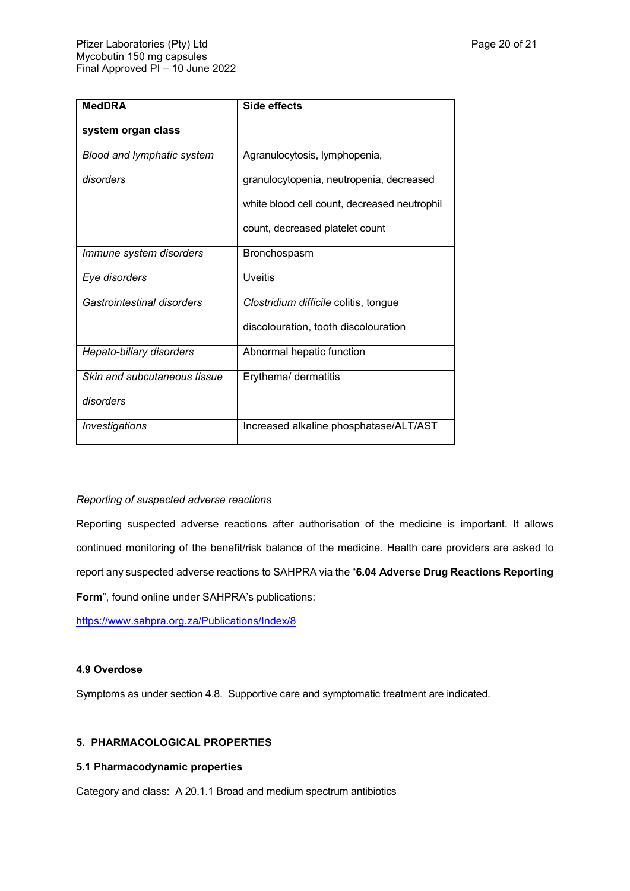| MedDRA system organ class | Side effects |
|---|---|
| *Blood and lymphatic system disorders* | Agranulocytosis, lymphopenia, granulocytopenia, neutropenia, decreased white blood cell count, decreased neutrophil count, decreased platelet count |
| *Immune system disorders* | Bronchospasm |
| *Eye disorders* | Uveitis |
| *Gastrointestinal disorders* | *Clostridium difficile* colitis, tongue discolouration, tooth discolouration |
| *Hepato-biliary disorders* | Abnormal hepatic function |
| *Skin and subcutaneous tissue disorders* | Erythema/ dermatitis |
| *Investigations* | Increased alkaline phosphatase/ALT/AST |

*Reporting of suspected adverse reactions*

Reporting suspected adverse reactions after authorisation of the medicine is important. It allows continued monitoring of the benefit/risk balance of the medicine. Health care providers are asked to report any suspected adverse reactions to SAHPRA via the "**6.04 Adverse Drug Reactions Reporting Form**", found online under SAHPRA's publications:

https://www.sahpra.org.za/Publications/Index/8

### 4.9 Overdose

Symptoms as under section 4.8. Supportive care and symptomatic treatment are indicated.

## 5. PHARMACOLOGICAL PROPERTIES

### 5.1 Pharmacodynamic properties

Category and class: A 20.1.1 Broad and medium spectrum antibiotics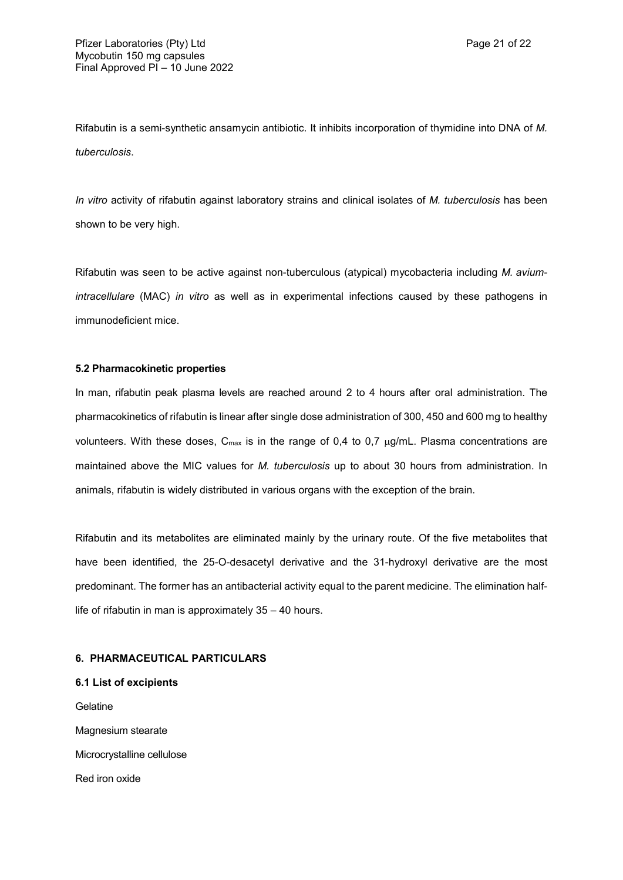Rifabutin is a semi-synthetic ansamycin antibiotic. It inhibits incorporation of thymidine into DNA of *M. tuberculosis*.

*In vitro* activity of rifabutin against laboratory strains and clinical isolates of *M. tuberculosis* has been shown to be very high.

Rifabutin was seen to be active against non-tuberculous (atypical) mycobacteria including *M. avium-intracellulare* (MAC) *in vitro* as well as in experimental infections caused by these pathogens in immunodeficient mice.

### 5.2 Pharmacokinetic properties

In man, rifabutin peak plasma levels are reached around 2 to 4 hours after oral administration. The pharmacokinetics of rifabutin is linear after single dose administration of 300, 450 and 600 mg to healthy volunteers. With these doses, $C_{max}$ is in the range of 0,4 to 0,7 μg/mL. Plasma concentrations are maintained above the MIC values for *M. tuberculosis* up to about 30 hours from administration. In animals, rifabutin is widely distributed in various organs with the exception of the brain.

Rifabutin and its metabolites are eliminated mainly by the urinary route. Of the five metabolites that have been identified, the 25-O-desacetyl derivative and the 31-hydroxyl derivative are the most predominant. The former has an antibacterial activity equal to the parent medicine. The elimination half-life of rifabutin in man is approximately 35 – 40 hours.

## 6. PHARMACEUTICAL PARTICULARS

### 6.1 List of excipients

Gelatine

Magnesium stearate

Microcrystalline cellulose

Red iron oxide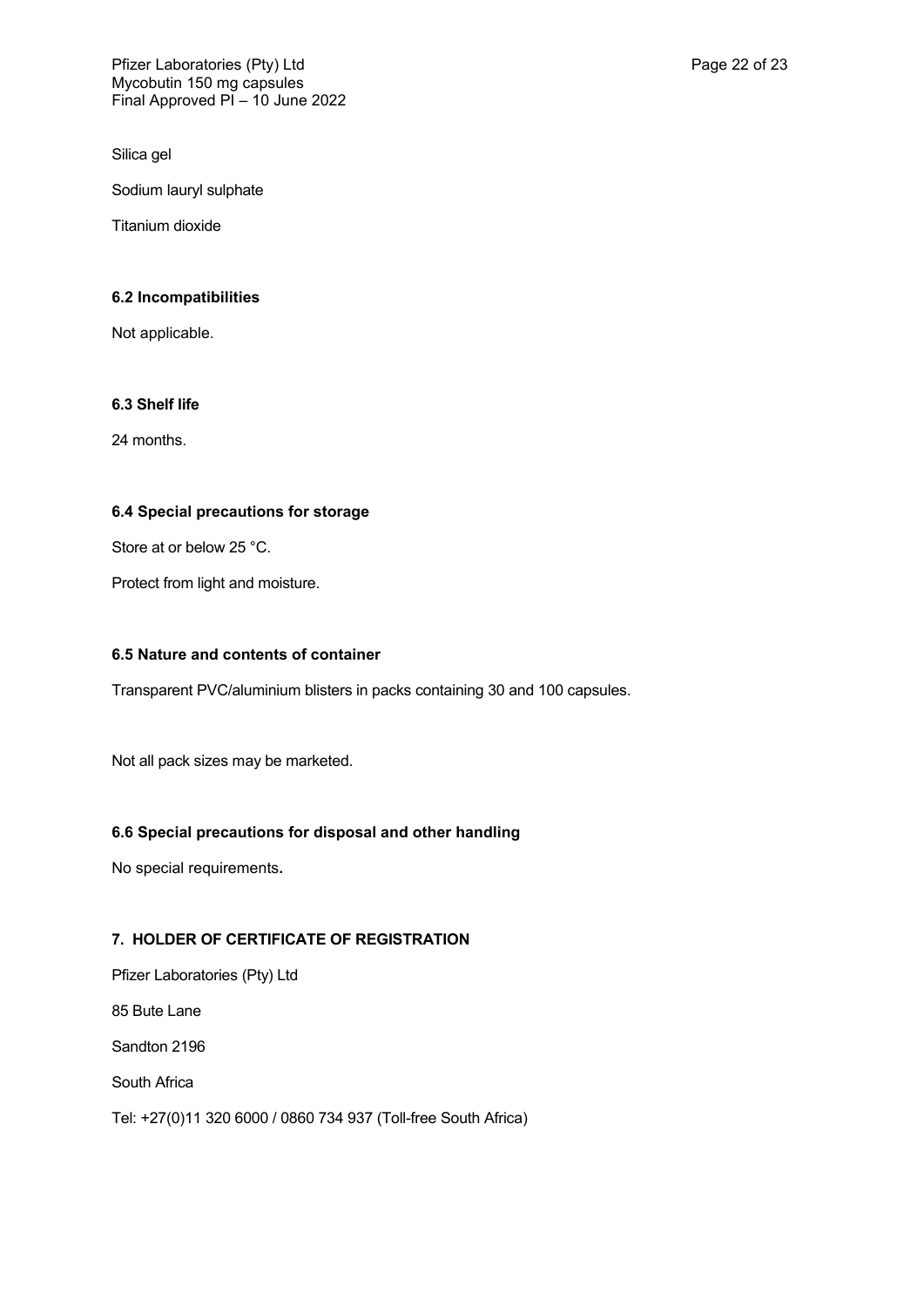Silica gel

Sodium lauryl sulphate

Titanium dioxide

### 6.2 Incompatibilities

Not applicable.

### 6.3 Shelf life

24 months.

### 6.4 Special precautions for storage

Store at or below 25 °C.

Protect from light and moisture.

### 6.5 Nature and contents of container

Transparent PVC/aluminium blisters in packs containing 30 and 100 capsules.

Not all pack sizes may be marketed.

### 6.6 Special precautions for disposal and other handling

No special requirements**.**

## 7. HOLDER OF CERTIFICATE OF REGISTRATION

Pfizer Laboratories (Pty) Ltd

85 Bute Lane

Sandton 2196

South Africa

Tel: +27(0)11 320 6000 / 0860 734 937 (Toll-free South Africa)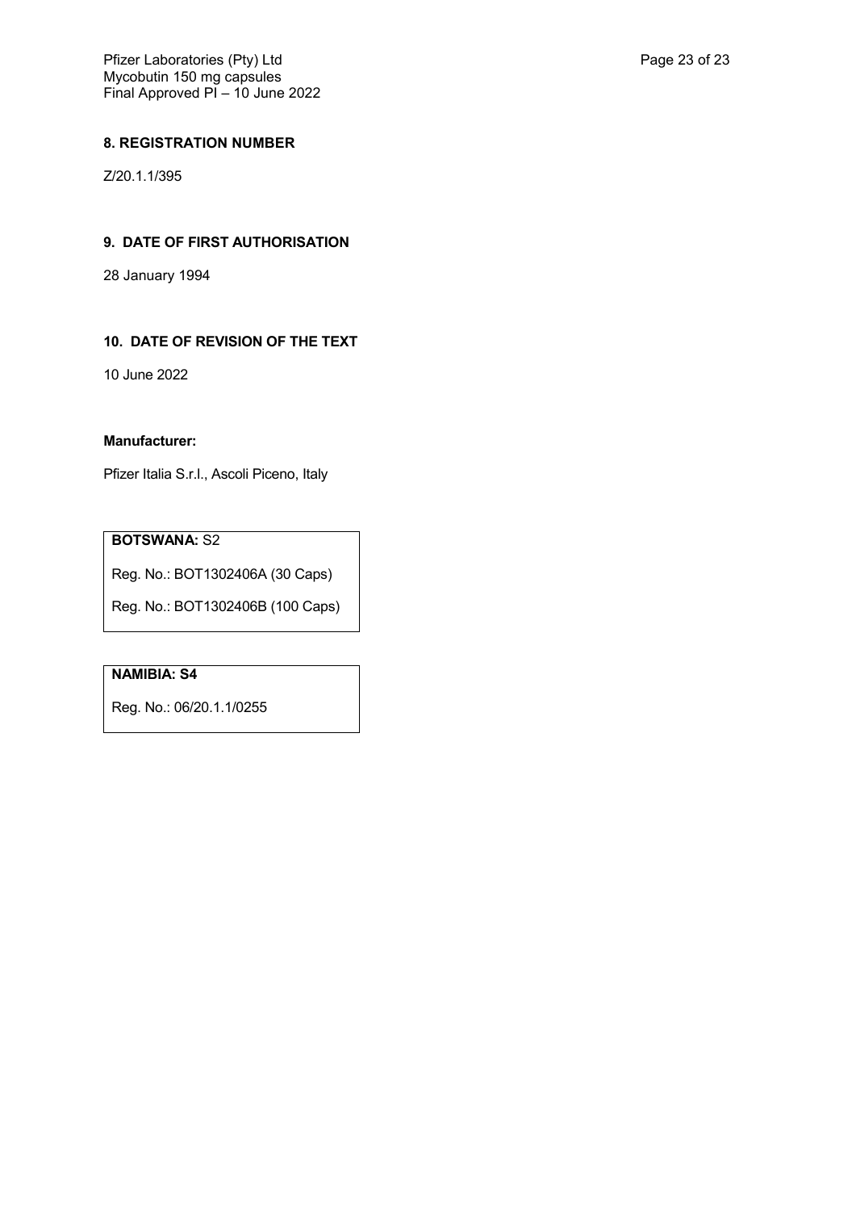## 8. REGISTRATION NUMBER

Z/20.1.1/395

## 9. DATE OF FIRST AUTHORISATION

28 January 1994

## 10. DATE OF REVISION OF THE TEXT

10 June 2022

**Manufacturer:**

Pfizer Italia S.r.l., Ascoli Piceno, Italy

**BOTSWANA:** S2

Reg. No.: BOT1302406A (30 Caps)

Reg. No.: BOT1302406B (100 Caps)

**NAMIBIA: S4**

Reg. No.: 06/20.1.1/0255